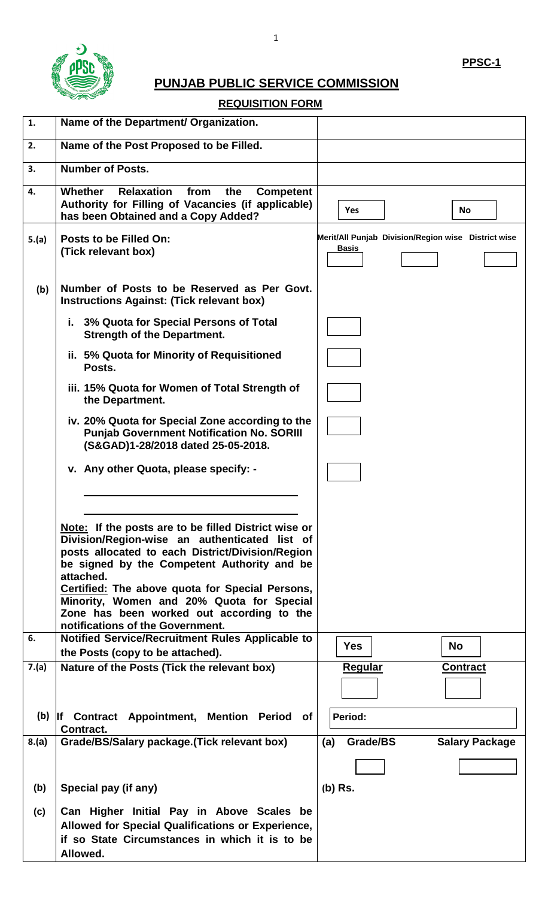PPSC-1

# PUNJAB PUBLIC SERVICE COMMISSION

## REQUISITION FORM

| | | |
|---|---|---|
| 1. | Name of the Department/ Organization. | |
| 2. | Name of the Post Proposed to be Filled. | |
| 3. | Number of Posts. | |
| 4. | Whether Relaxation from the Competent Authority for Filling of Vacancies (if applicable) has been Obtained and a Copy Added? | Yes ☐ No ☐ |
| 5.(a) | Posts to be Filled On: (Tick relevant box) | Merit/All Punjab Basis ☐ Division/Region wise ☐ District wise ☐ |
| (b) | Number of Posts to be Reserved as Per Govt. Instructions Against: (Tick relevant box) | |
| | i. 3% Quota for Special Persons of Total Strength of the Department. | ☐ |
| | ii. 5% Quota for Minority of Requisitioned Posts. | ☐ |
| | iii. 15% Quota for Women of Total Strength of the Department. | ☐ |
| | iv. 20% Quota for Special Zone according to the Punjab Government Notification No. SORIII (S&GAD)1-28/2018 dated 25-05-2018. | ☐ |
| | v. Any other Quota, please specify: - ______________________ ______________________ | ☐ |
| | Note: If the posts are to be filled District wise or Division/Region-wise an authenticated list of posts allocated to each District/Division/Region be signed by the Competent Authority and be attached.<br>Certified: The above quota for Special Persons, Minority, Women and 20% Quota for Special Zone has been worked out according to the notifications of the Government. | |
| 6. | Notified Service/Recruitment Rules Applicable to the Posts (copy to be attached). | Yes ☐ No ☐ |
| 7.(a) | Nature of the Posts (Tick the relevant box) | Regular ☐ Contract ☐ |
| (b) | If Contract Appointment, Mention Period of Contract. | Period: |
| 8.(a) | Grade/BS/Salary package.(Tick relevant box) | (a) Grade/BS ☐ Salary Package ☐ |
| (b) | Special pay (if any) | (b) Rs. |
| (c) | Can Higher Initial Pay in Above Scales be Allowed for Special Qualifications or Experience, if so State Circumstances in which it is to be Allowed. | |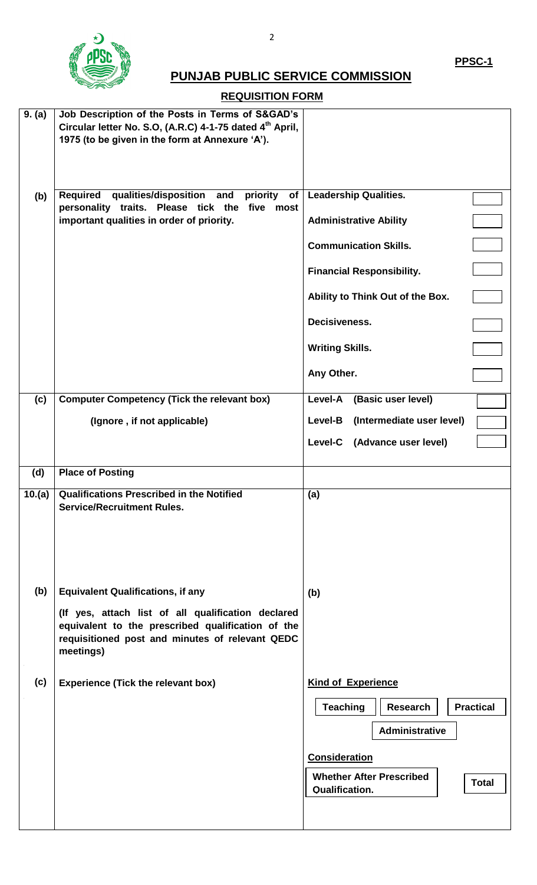**PPSC-1**

# PUNJAB PUBLIC SERVICE COMMISSION

## REQUISITION FORM

| | | |
|---|---|---|
| **9. (a)** | **Job Description of the Posts in Terms of S&GAD's Circular letter No. S.O, (A.R.C) 4-1-75 dated 4th April, 1975 (to be given in the form at Annexure 'A').** | |
| **(b)** | **Required qualities/disposition and priority of personality traits. Please tick the five most important qualities in order of priority.** | **Leadership Qualities.** ☐<br>**Administrative Ability** ☐<br>**Communication Skills.** ☐<br>**Financial Responsibility.** ☐<br>**Ability to Think Out of the Box.** ☐<br>**Decisiveness.** ☐<br>**Writing Skills.** ☐<br>**Any Other.** ☐ |
| **(c)** | **Computer Competency (Tick the relevant box)**<br>**(Ignore , if not applicable)** | **Level-A (Basic user level)** ☐<br>**Level-B (Intermediate user level)** ☐<br>**Level-C (Advance user level)** ☐ |
| **(d)** | **Place of Posting** | |
| **10.(a)** | **Qualifications Prescribed in the Notified Service/Recruitment Rules.** | **(a)** |
| **(b)** | **Equivalent Qualifications, if any**<br>**(If yes, attach list of all qualification declared equivalent to the prescribed qualification of the requisitioned post and minutes of relevant QEDC meetings)** | **(b)** |
| **(c)** | **Experience (Tick the relevant box)** | **Kind of Experience**<br>**Teaching** ☐ **Research** ☐ **Practical** ☐ **Administrative** ☐<br>**Consideration**<br>**Whether After Prescribed Qualification.** ☐ **Total** ☐ |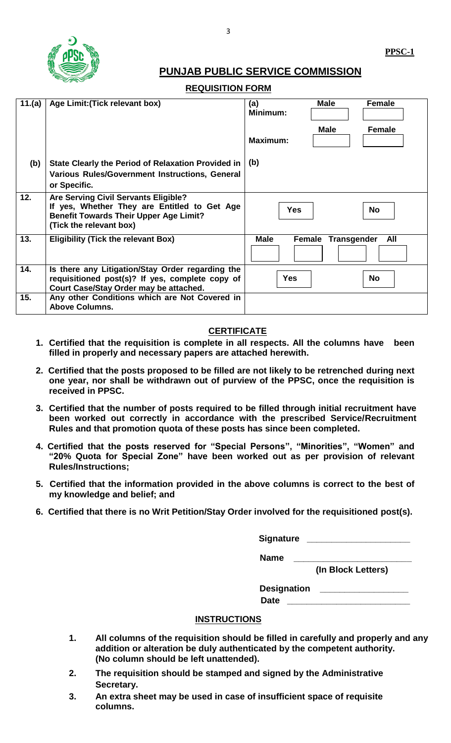PPSC-1

# PUNJAB PUBLIC SERVICE COMMISSION

## REQUISITION FORM

| | | |
|---|---|---|
| **11.(a)** | **Age Limit:(Tick relevant box)** | **(a) Minimum:** **Male** ☐ **Female** ☐ <br> **Maximum:** **Male** ☐ **Female** ☐ |
| **(b)** | **State Clearly the Period of Relaxation Provided in Various Rules/Government Instructions, General or Specific.** | **(b)** |
| **12.** | **Are Serving Civil Servants Eligible? If yes, Whether They are Entitled to Get Age Benefit Towards Their Upper Age Limit? (Tick the relevant box)** | **Yes** ☐ **No** ☐ |
| **13.** | **Eligibility (Tick the relevant Box)** | **Male** ☐ **Female** ☐ **Transgender** ☐ **All** ☐ |
| **14.** | **Is there any Litigation/Stay Order regarding the requisitioned post(s)? If yes, complete copy of Court Case/Stay Order may be attached.** | **Yes** ☐ **No** ☐ |
| **15.** | **Any other Conditions which are Not Covered in Above Columns.** | |

## CERTIFICATE

1. **Certified that the requisition is complete in all respects. All the columns have been filled in properly and necessary papers are attached herewith.**
2. **Certified that the posts proposed to be filled are not likely to be retrenched during next one year, nor shall be withdrawn out of purview of the PPSC, once the requisition is received in PPSC.**
3. **Certified that the number of posts required to be filled through initial recruitment have been worked out correctly in accordance with the prescribed Service/Recruitment Rules and that promotion quota of these posts has since been completed.**
4. **Certified that the posts reserved for "Special Persons", "Minorities", "Women" and "20% Quota for Special Zone" have been worked out as per provision of relevant Rules/Instructions;**
5. **Certified that the information provided in the above columns is correct to the best of my knowledge and belief; and**
6. **Certified that there is no Writ Petition/Stay Order involved for the requisitioned post(s).**

**Signature** ____________________

**Name** ______________________
**(In Block Letters)**

**Designation** _________________

**Date** ________________________

## INSTRUCTIONS

1. **All columns of the requisition should be filled in carefully and properly and any addition or alteration be duly authenticated by the competent authority. (No column should be left unattended).**
2. **The requisition should be stamped and signed by the Administrative Secretary.**
3. **An extra sheet may be used in case of insufficient space of requisite columns.**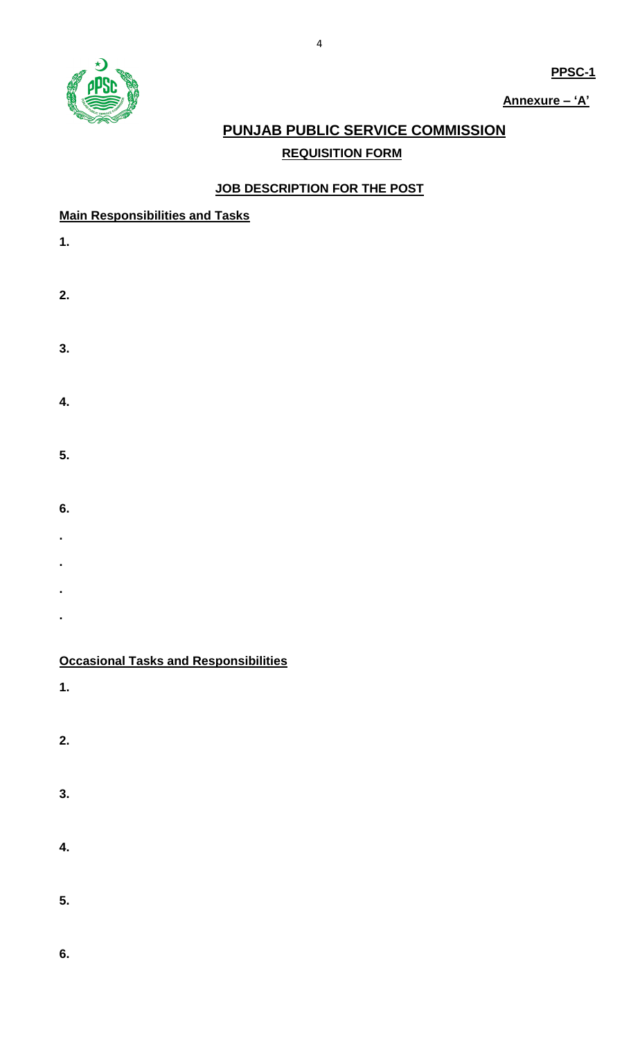**PPSC-1**

**Annexure – 'A'**

# PUNJAB PUBLIC SERVICE COMMISSION

## REQUISITION FORM

### JOB DESCRIPTION FOR THE POST

**Main Responsibilities and Tasks**

**1.**

**2.**

**3.**

**4.**

**5.**

**6.**

**.**

**.**

**.**

**.**

**Occasional Tasks and Responsibilities**

**1.**

**2.**

**3.**

**4.**

**5.**

**6.**